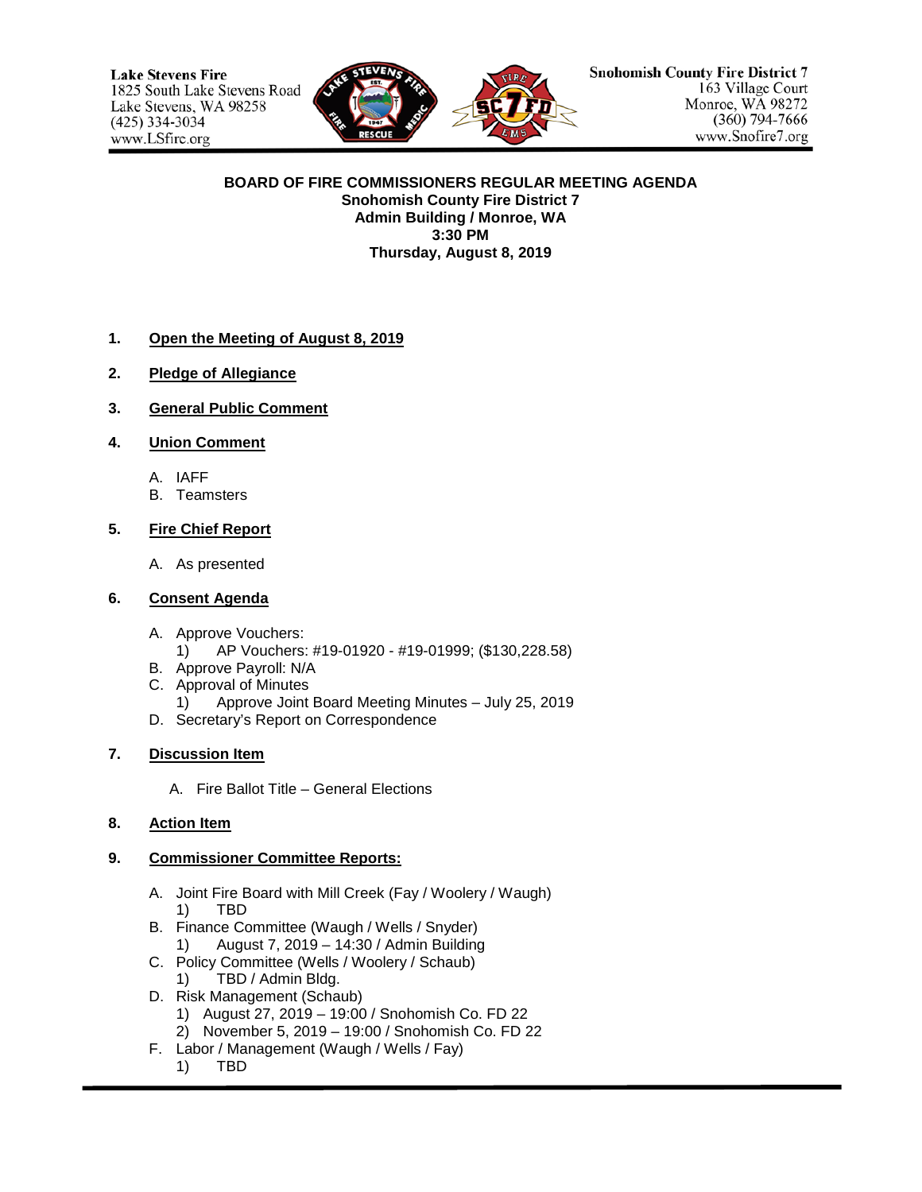Lake Stevens Fire
1825 South Lake Stevens Road
Lake Stevens, WA 98258
(425) 334-3034
www.LSfire.org

Snohomish County Fire District 7
163 Village Court
Monroe, WA 98272
(360) 794-7666
www.Snofire7.org

**BOARD OF FIRE COMMISSIONERS REGULAR MEETING AGENDA**
**Snohomish County Fire District 7**
**Admin Building / Monroe, WA**
**3:30 PM**
**Thursday, August 8, 2019**

1. **Open the Meeting of August 8, 2019**

2. **Pledge of Allegiance**

3. **General Public Comment**

4. **Union Comment**

   A. IAFF
   B. Teamsters

5. **Fire Chief Report**

   A. As presented

6. **Consent Agenda**

   A. Approve Vouchers:
      1) AP Vouchers: #19-01920 - #19-01999; ($130,228.58)
   B. Approve Payroll: N/A
   C. Approval of Minutes
      1) Approve Joint Board Meeting Minutes – July 25, 2019
   D. Secretary's Report on Correspondence

7. **Discussion Item**

   A. Fire Ballot Title – General Elections

8. **Action Item**

9. **Commissioner Committee Reports:**

   A. Joint Fire Board with Mill Creek (Fay / Woolery / Waugh)
      1) TBD
   B. Finance Committee (Waugh / Wells / Snyder)
      1) August 7, 2019 – 14:30 / Admin Building
   C. Policy Committee (Wells / Woolery / Schaub)
      1) TBD / Admin Bldg.
   D. Risk Management (Schaub)
      1) August 27, 2019 – 19:00 / Snohomish Co. FD 22
      2) November 5, 2019 – 19:00 / Snohomish Co. FD 22
   F. Labor / Management (Waugh / Wells / Fay)
      1) TBD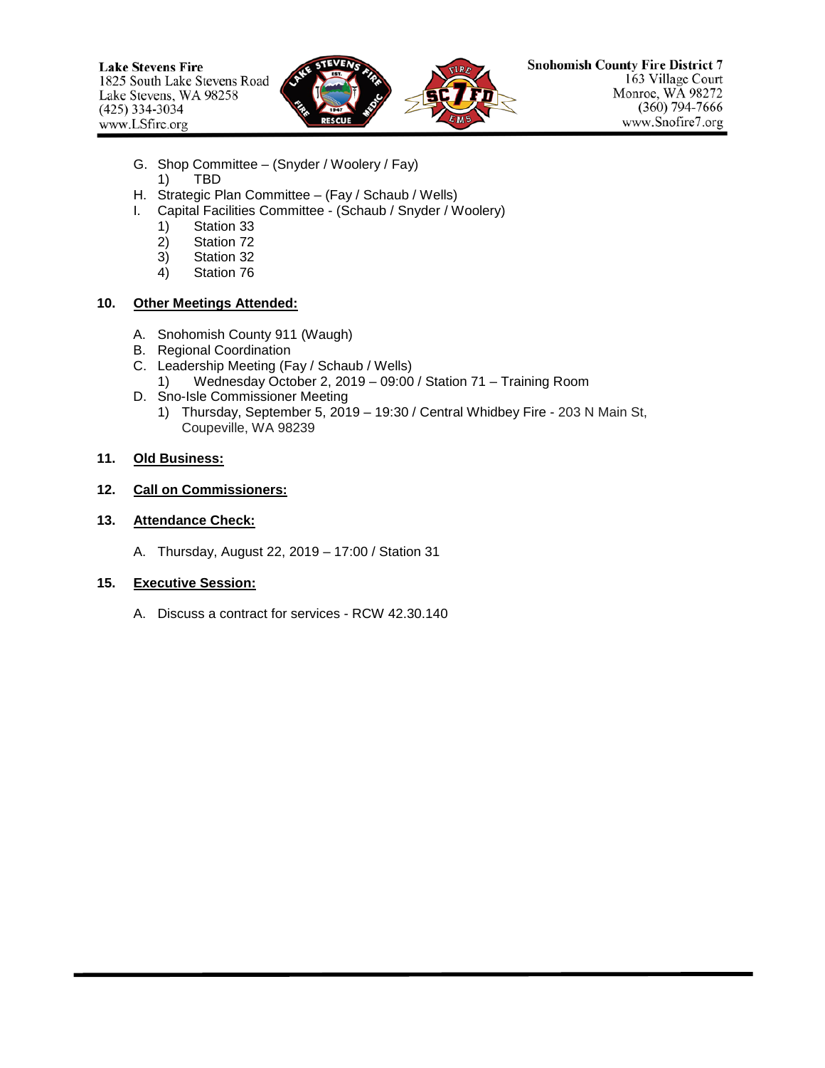G. Shop Committee – (Snyder / Woolery / Fay)
   1) TBD
H. Strategic Plan Committee – (Fay / Schaub / Wells)
I. Capital Facilities Committee - (Schaub / Snyder / Woolery)
   1) Station 33
   2) Station 72
   3) Station 32
   4) Station 76

**10. Other Meetings Attended:**

A. Snohomish County 911 (Waugh)
B. Regional Coordination
C. Leadership Meeting (Fay / Schaub / Wells)
   1) Wednesday October 2, 2019 – 09:00 / Station 71 – Training Room
D. Sno-Isle Commissioner Meeting
   1) Thursday, September 5, 2019 – 19:30 / Central Whidbey Fire - 203 N Main St, Coupeville, WA 98239

**11. Old Business:**

**12. Call on Commissioners:**

**13. Attendance Check:**

A. Thursday, August 22, 2019 – 17:00 / Station 31

**15. Executive Session:**

A. Discuss a contract for services - RCW 42.30.140